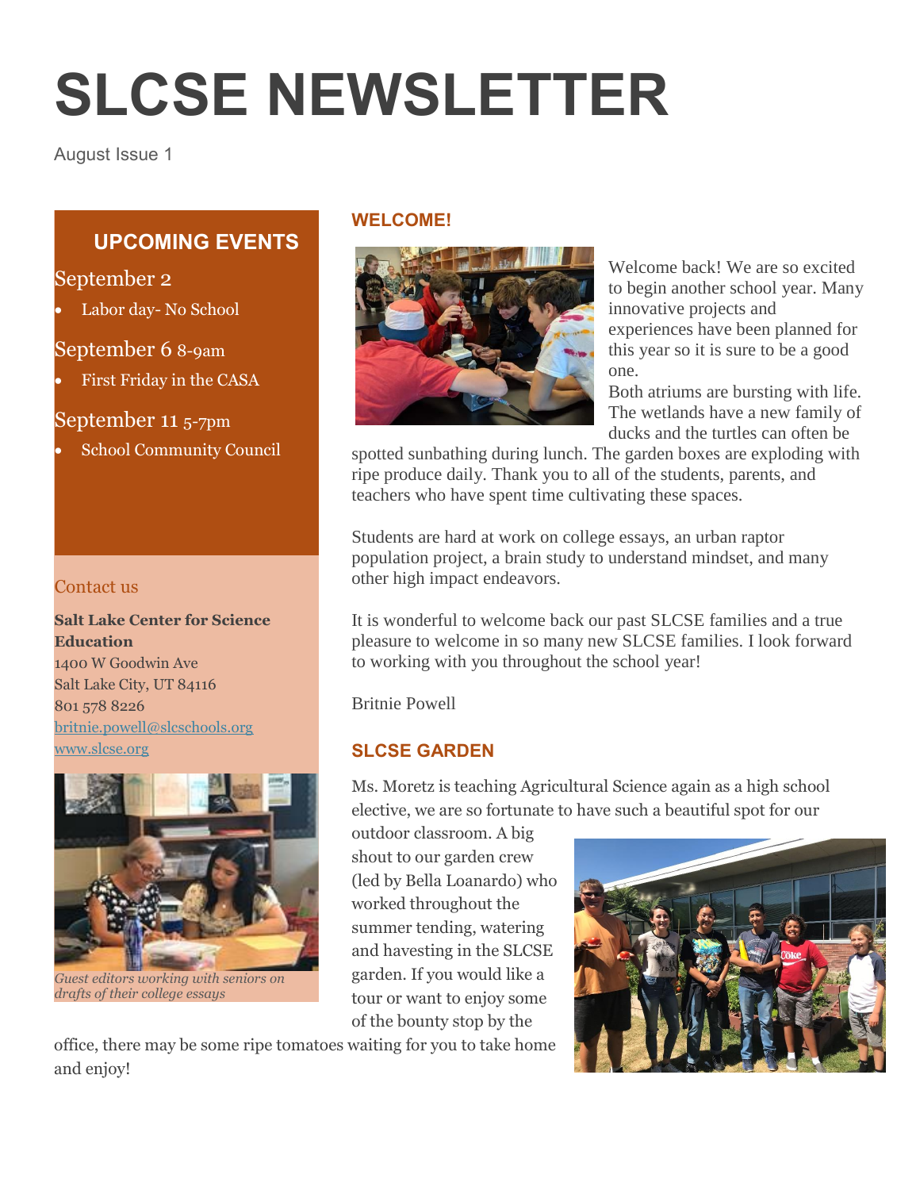# SLCSE NEWSLETTER

August Issue 1

## UPCOMING EVENTS

September 2

- Labor day- No School

September 6 8-9am

- First Friday in the CASA

September 11 5-7pm

- School Community Council

Contact us

**Salt Lake Center for Science Education**
1400 W Goodwin Ave
Salt Lake City, UT 84116
801 578 8226
britnie.powell@slcschools.org
www.slcse.org

*Guest editors working with seniors on drafts of their college essays*

## WELCOME!

Welcome back! We are so excited to begin another school year. Many innovative projects and experiences have been planned for this year so it is sure to be a good one.

Both atriums are bursting with life. The wetlands have a new family of ducks and the turtles can often be spotted sunbathing during lunch. The garden boxes are exploding with ripe produce daily. Thank you to all of the students, parents, and teachers who have spent time cultivating these spaces.

Students are hard at work on college essays, an urban raptor population project, a brain study to understand mindset, and many other high impact endeavors.

It is wonderful to welcome back our past SLCSE families and a true pleasure to welcome in so many new SLCSE families. I look forward to working with you throughout the school year!

Britnie Powell

## SLCSE GARDEN

Ms. Moretz is teaching Agricultural Science again as a high school elective, we are so fortunate to have such a beautiful spot for our outdoor classroom. A big shout to our garden crew (led by Bella Loanardo) who worked throughout the summer tending, watering and havesting in the SLCSE garden. If you would like a tour or want to enjoy some of the bounty stop by the office, there may be some ripe tomatoes waiting for you to take home and enjoy!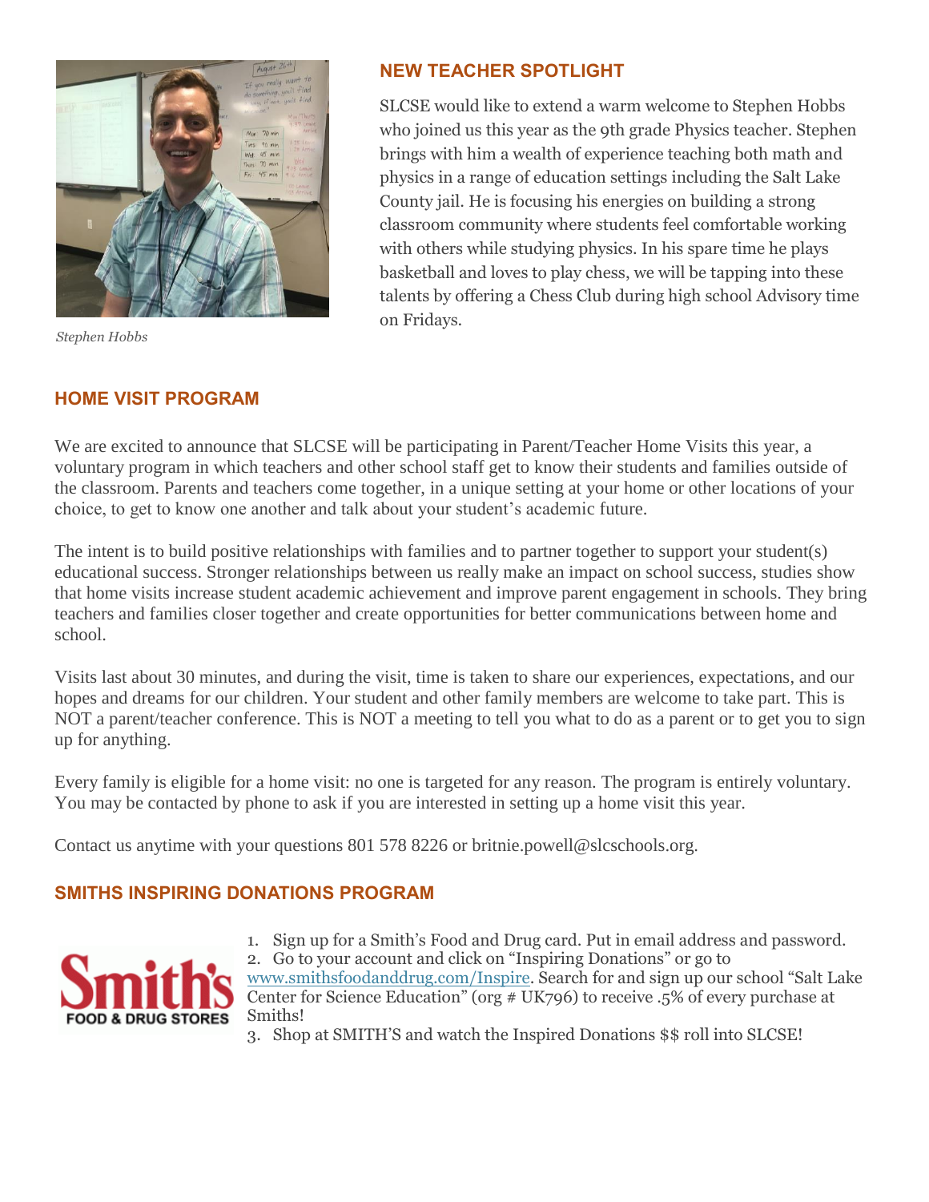## NEW TEACHER SPOTLIGHT

SLCSE would like to extend a warm welcome to Stephen Hobbs who joined us this year as the 9th grade Physics teacher. Stephen brings with him a wealth of experience teaching both math and physics in a range of education settings including the Salt Lake County jail. He is focusing his energies on building a strong classroom community where students feel comfortable working with others while studying physics. In his spare time he plays basketball and loves to play chess, we will be tapping into these talents by offering a Chess Club during high school Advisory time on Fridays.

*Stephen Hobbs*

## HOME VISIT PROGRAM

We are excited to announce that SLCSE will be participating in Parent/Teacher Home Visits this year, a voluntary program in which teachers and other school staff get to know their students and families outside of the classroom. Parents and teachers come together, in a unique setting at your home or other locations of your choice, to get to know one another and talk about your student's academic future.

The intent is to build positive relationships with families and to partner together to support your student(s) educational success. Stronger relationships between us really make an impact on school success, studies show that home visits increase student academic achievement and improve parent engagement in schools. They bring teachers and families closer together and create opportunities for better communications between home and school.

Visits last about 30 minutes, and during the visit, time is taken to share our experiences, expectations, and our hopes and dreams for our children. Your student and other family members are welcome to take part. This is NOT a parent/teacher conference. This is NOT a meeting to tell you what to do as a parent or to get you to sign up for anything.

Every family is eligible for a home visit: no one is targeted for any reason. The program is entirely voluntary. You may be contacted by phone to ask if you are interested in setting up a home visit this year.

Contact us anytime with your questions 801 578 8226 or britnie.powell@slcschools.org.

## SMITHS INSPIRING DONATIONS PROGRAM

1. Sign up for a Smith's Food and Drug card. Put in email address and password.
2. Go to your account and click on "Inspiring Donations" or go to www.smithsfoodanddrug.com/Inspire. Search for and sign up our school "Salt Lake Center for Science Education" (org # UK796) to receive .5% of every purchase at Smiths!
3. Shop at SMITH'S and watch the Inspired Donations $$ roll into SLCSE!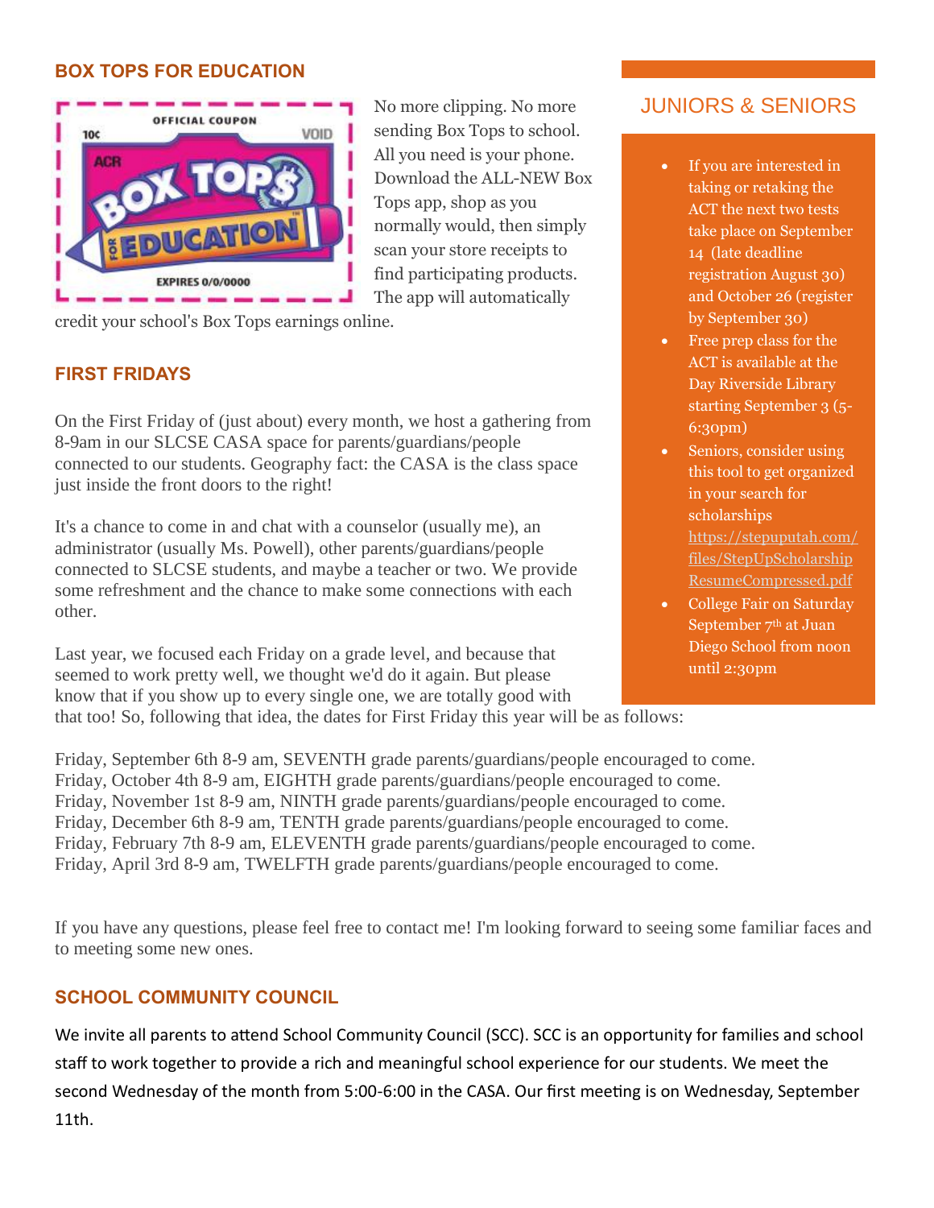## BOX TOPS FOR EDUCATION

No more clipping. No more sending Box Tops to school. All you need is your phone. Download the ALL-NEW Box Tops app, shop as you normally would, then simply scan your store receipts to find participating products. The app will automatically credit your school's Box Tops earnings online.

## FIRST FRIDAYS

On the First Friday of (just about) every month, we host a gathering from 8-9am in our SLCSE CASA space for parents/guardians/people connected to our students. Geography fact: the CASA is the class space just inside the front doors to the right!

It's a chance to come in and chat with a counselor (usually me), an administrator (usually Ms. Powell), other parents/guardians/people connected to SLCSE students, and maybe a teacher or two. We provide some refreshment and the chance to make some connections with each other.

Last year, we focused each Friday on a grade level, and because that seemed to work pretty well, we thought we'd do it again. But please know that if you show up to every single one, we are totally good with that too! So, following that idea, the dates for First Friday this year will be as follows:

Friday, September 6th 8-9 am, SEVENTH grade parents/guardians/people encouraged to come.
Friday, October 4th 8-9 am, EIGHTH grade parents/guardians/people encouraged to come.
Friday, November 1st 8-9 am, NINTH grade parents/guardians/people encouraged to come.
Friday, December 6th 8-9 am, TENTH grade parents/guardians/people encouraged to come.
Friday, February 7th 8-9 am, ELEVENTH grade parents/guardians/people encouraged to come.
Friday, April 3rd 8-9 am, TWELFTH grade parents/guardians/people encouraged to come.

If you have any questions, please feel free to contact me! I'm looking forward to seeing some familiar faces and to meeting some new ones.

## SCHOOL COMMUNITY COUNCIL

We invite all parents to attend School Community Council (SCC). SCC is an opportunity for families and school staff to work together to provide a rich and meaningful school experience for our students. We meet the second Wednesday of the month from 5:00-6:00 in the CASA. Our first meeting is on Wednesday, September 11th.

## JUNIORS & SENIORS

- If you are interested in taking or retaking the ACT the next two tests take place on September 14 (late deadline registration August 30) and October 26 (register by September 30)
- Free prep class for the ACT is available at the Day Riverside Library starting September 3 (5-6:30pm)
- Seniors, consider using this tool to get organized in your search for scholarships https://stepuputah.com/files/StepUpScholarshipResumeCompressed.pdf
- College Fair on Saturday September 7th at Juan Diego School from noon until 2:30pm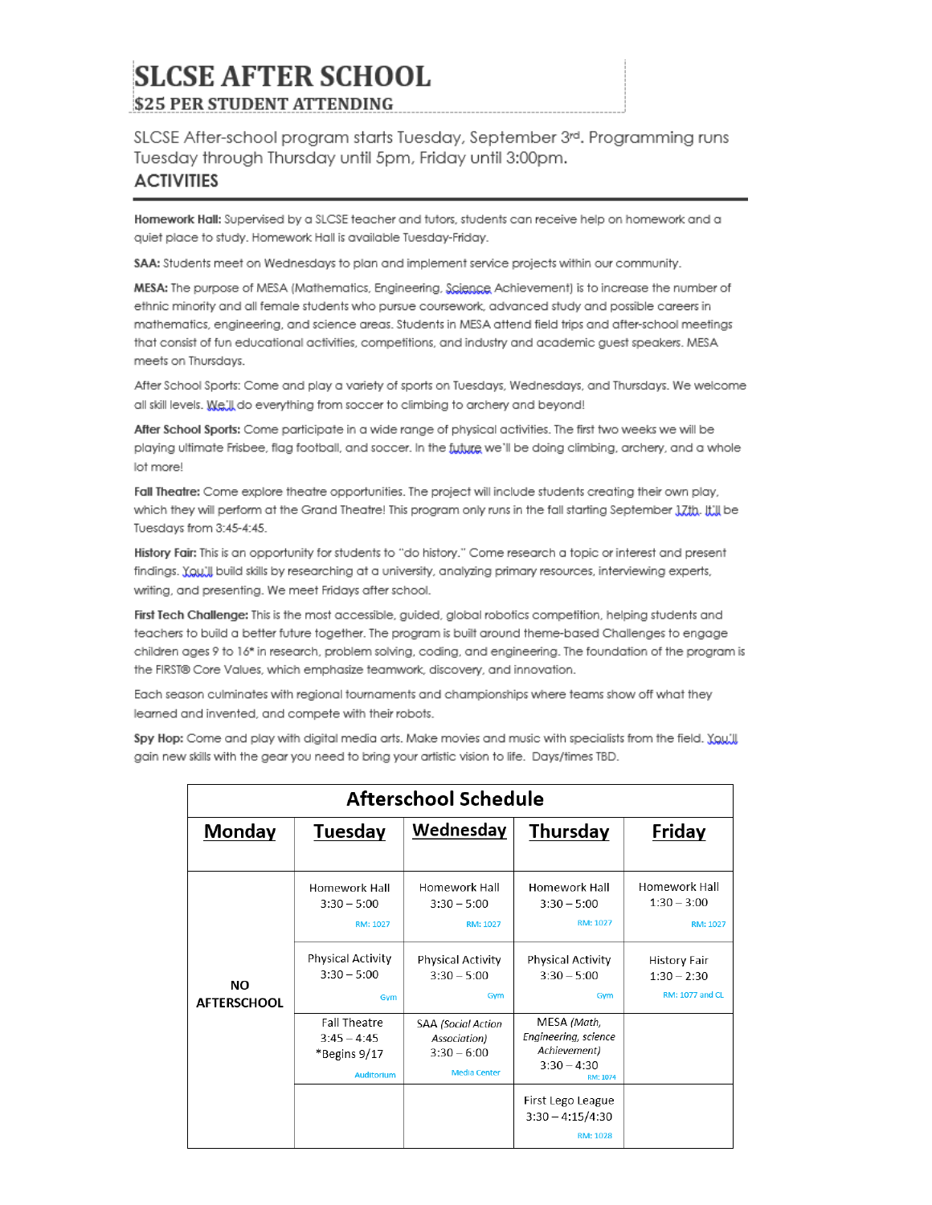# SLCSE AFTER SCHOOL

## $25 PER STUDENT ATTENDING

SLCSE After-school program starts Tuesday, September 3rd. Programming runs Tuesday through Thursday until 5pm, Friday until 3:00pm.

## ACTIVITIES

**Homework Hall:** Supervised by a SLCSE teacher and tutors, students can receive help on homework and a quiet place to study. Homework Hall is available Tuesday-Friday.

**SAA:** Students meet on Wednesdays to plan and implement service projects within our community.

**MESA:** The purpose of MESA (Mathematics, Engineering, Science Achievement) is to increase the number of ethnic minority and all female students who pursue coursework, advanced study and possible careers in mathematics, engineering, and science areas. Students in MESA attend field trips and after-school meetings that consist of fun educational activities, competitions, and industry and academic guest speakers. MESA meets on Thursdays.

After School Sports: Come and play a variety of sports on Tuesdays, Wednesdays, and Thursdays. We welcome all skill levels. We'll do everything from soccer to climbing to archery and beyond!

**After School Sports:** Come participate in a wide range of physical activities. The first two weeks we will be playing ultimate Frisbee, flag football, and soccer. In the future we'll be doing climbing, archery, and a whole lot more!

**Fall Theatre:** Come explore theatre opportunities. The project will include students creating their own play, which they will perform at the Grand Theatre! This program only runs in the fall starting September 17th. It'll be Tuesdays from 3:45-4:45.

**History Fair:** This is an opportunity for students to "do history." Come research a topic or interest and present findings. You'll build skills by researching at a university, analyzing primary resources, interviewing experts, writing, and presenting. We meet Fridays after school.

**First Tech Challenge:** This is the most accessible, guided, global robotics competition, helping students and teachers to build a better future together. The program is built around theme-based Challenges to engage children ages 9 to 16* in research, problem solving, coding, and engineering. The foundation of the program is the FIRST® Core Values, which emphasize teamwork, discovery, and innovation.

Each season culminates with regional tournaments and championships where teams show off what they learned and invented, and compete with their robots.

**Spy Hop:** Come and play with digital media arts. Make movies and music with specialists from the field. You'll gain new skills with the gear you need to bring your artistic vision to life. Days/times TBD.

| Afterschool Schedule | | | | |
|---|---|---|---|---|
| **Monday** | **Tuesday** | **Wednesday** | **Thursday** | **Friday** |
| NO AFTERSCHOOL | Homework Hall 3:30 – 5:00 RM: 1027 | Homework Hall 3:30 – 5:00 RM: 1027 | Homework Hall 3:30 – 5:00 RM: 1027 | Homework Hall 1:30 – 3:00 RM: 1027 |
| | Physical Activity 3:30 – 5:00 Gym | Physical Activity 3:30 – 5:00 Gym | Physical Activity 3:30 – 5:00 Gym | History Fair 1:30 – 2:30 RM: 1077 and CL |
| | Fall Theatre 3:45 – 4:45 *Begins 9/17 Auditorium | SAA *(Social Action Association)* 3:30 – 6:00 Media Center | MESA *(Math, Engineering, science Achievement)* 3:30 – 4:30 RM: 1074 | |
| | | | First Lego League 3:30 – 4:15/4:30 RM: 1028 | |